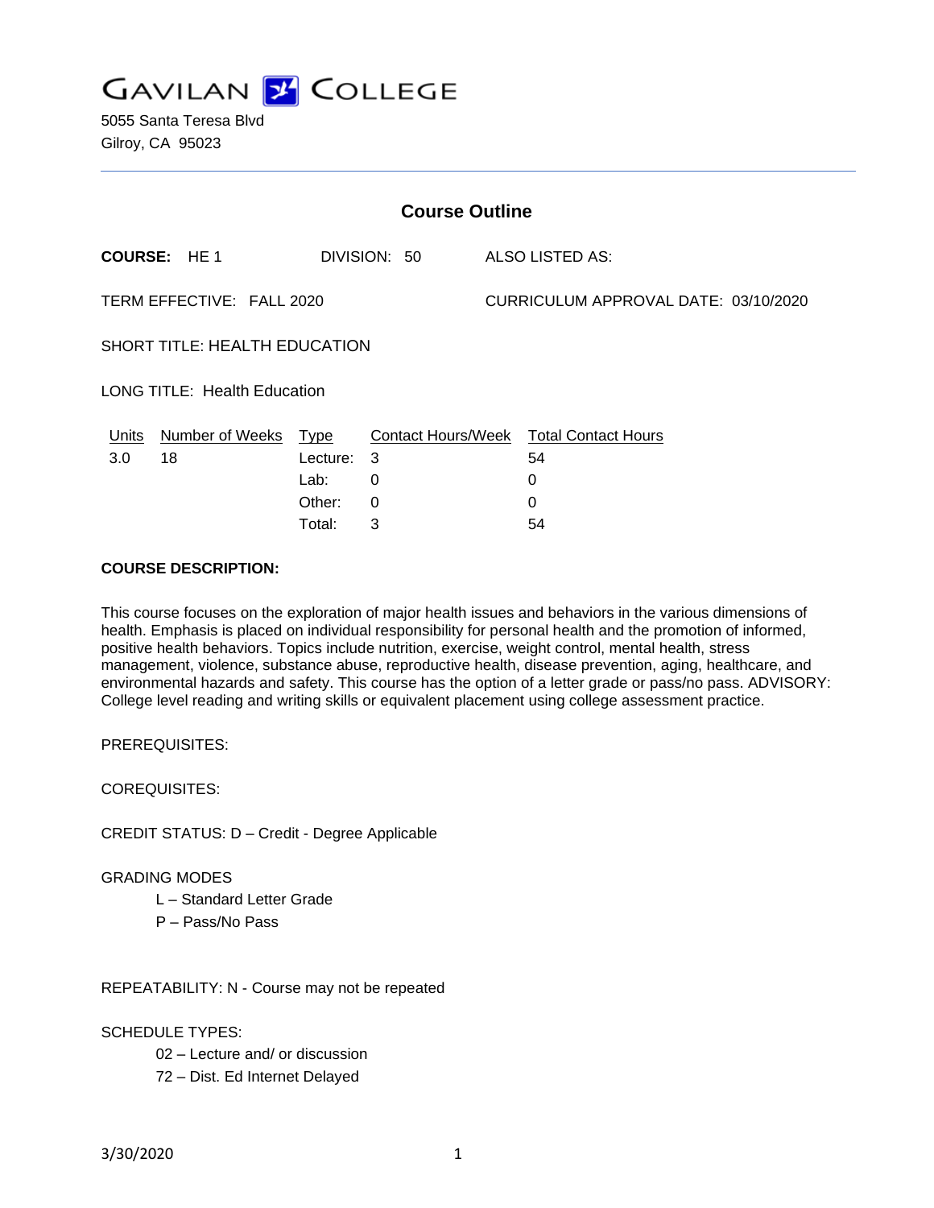GAVILAN COLLEGE

5055 Santa Teresa Blvd
Gilroy, CA 95023

## Course Outline

**COURSE:** HE 1 DIVISION: 50 ALSO LISTED AS:

TERM EFFECTIVE: FALL 2020 CURRICULUM APPROVAL DATE: 03/10/2020

SHORT TITLE: HEALTH EDUCATION

LONG TITLE: Health Education

| Units | Number of Weeks | Type | Contact Hours/Week | Total Contact Hours |
|---|---|---|---|---|
| 3.0 | 18 | Lecture: | 3 | 54 |
| | | Lab: | 0 | 0 |
| | | Other: | 0 | 0 |
| | | Total: | 3 | 54 |

**COURSE DESCRIPTION:**

This course focuses on the exploration of major health issues and behaviors in the various dimensions of health. Emphasis is placed on individual responsibility for personal health and the promotion of informed, positive health behaviors. Topics include nutrition, exercise, weight control, mental health, stress management, violence, substance abuse, reproductive health, disease prevention, aging, healthcare, and environmental hazards and safety. This course has the option of a letter grade or pass/no pass. ADVISORY: College level reading and writing skills or equivalent placement using college assessment practice.

PREREQUISITES:

COREQUISITES:

CREDIT STATUS: D – Credit - Degree Applicable

GRADING MODES

- L – Standard Letter Grade
- P – Pass/No Pass

REPEATABILITY: N - Course may not be repeated

SCHEDULE TYPES:

- 02 – Lecture and/ or discussion
- 72 – Dist. Ed Internet Delayed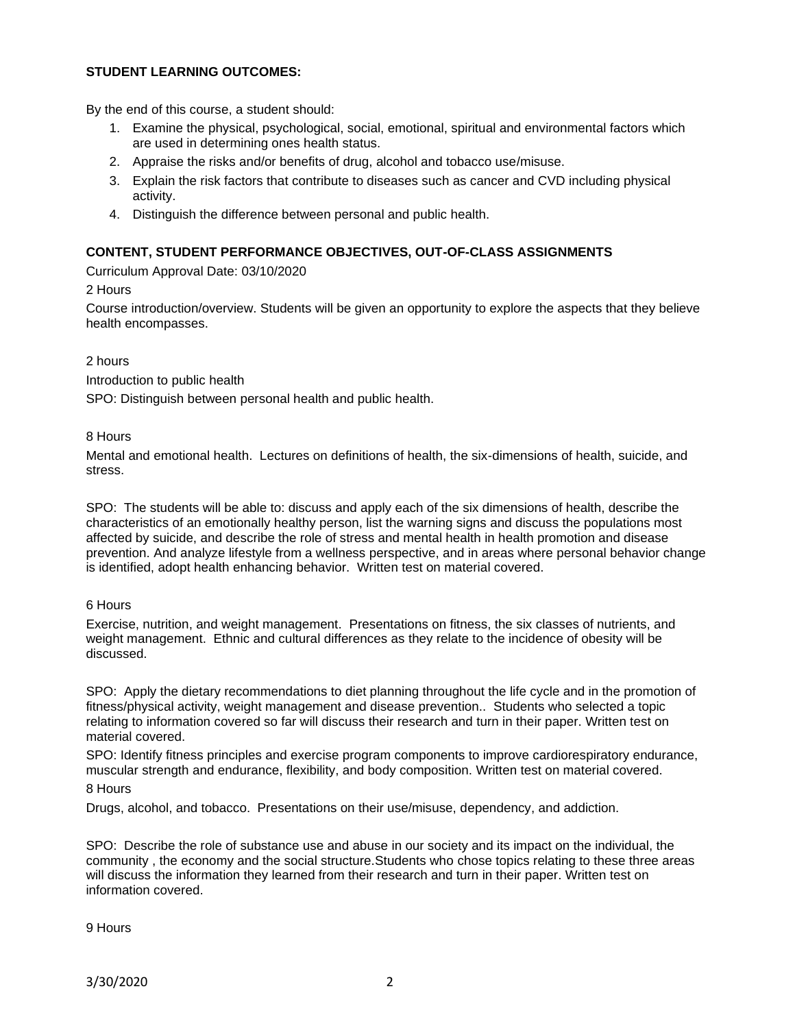**STUDENT LEARNING OUTCOMES:**

By the end of this course, a student should:

1. Examine the physical, psychological, social, emotional, spiritual and environmental factors which are used in determining ones health status.
2. Appraise the risks and/or benefits of drug, alcohol and tobacco use/misuse.
3. Explain the risk factors that contribute to diseases such as cancer and CVD including physical activity.
4. Distinguish the difference between personal and public health.

**CONTENT, STUDENT PERFORMANCE OBJECTIVES, OUT-OF-CLASS ASSIGNMENTS**

Curriculum Approval Date: 03/10/2020

2 Hours

Course introduction/overview. Students will be given an opportunity to explore the aspects that they believe health encompasses.

2 hours

Introduction to public health

SPO: Distinguish between personal health and public health.

8 Hours

Mental and emotional health. Lectures on definitions of health, the six-dimensions of health, suicide, and stress.

SPO: The students will be able to: discuss and apply each of the six dimensions of health, describe the characteristics of an emotionally healthy person, list the warning signs and discuss the populations most affected by suicide, and describe the role of stress and mental health in health promotion and disease prevention. And analyze lifestyle from a wellness perspective, and in areas where personal behavior change is identified, adopt health enhancing behavior. Written test on material covered.

6 Hours

Exercise, nutrition, and weight management. Presentations on fitness, the six classes of nutrients, and weight management. Ethnic and cultural differences as they relate to the incidence of obesity will be discussed.

SPO: Apply the dietary recommendations to diet planning throughout the life cycle and in the promotion of fitness/physical activity, weight management and disease prevention.. Students who selected a topic relating to information covered so far will discuss their research and turn in their paper. Written test on material covered.

SPO: Identify fitness principles and exercise program components to improve cardiorespiratory endurance, muscular strength and endurance, flexibility, and body composition. Written test on material covered.

8 Hours

Drugs, alcohol, and tobacco. Presentations on their use/misuse, dependency, and addiction.

SPO: Describe the role of substance use and abuse in our society and its impact on the individual, the community , the economy and the social structure.Students who chose topics relating to these three areas will discuss the information they learned from their research and turn in their paper. Written test on information covered.

9 Hours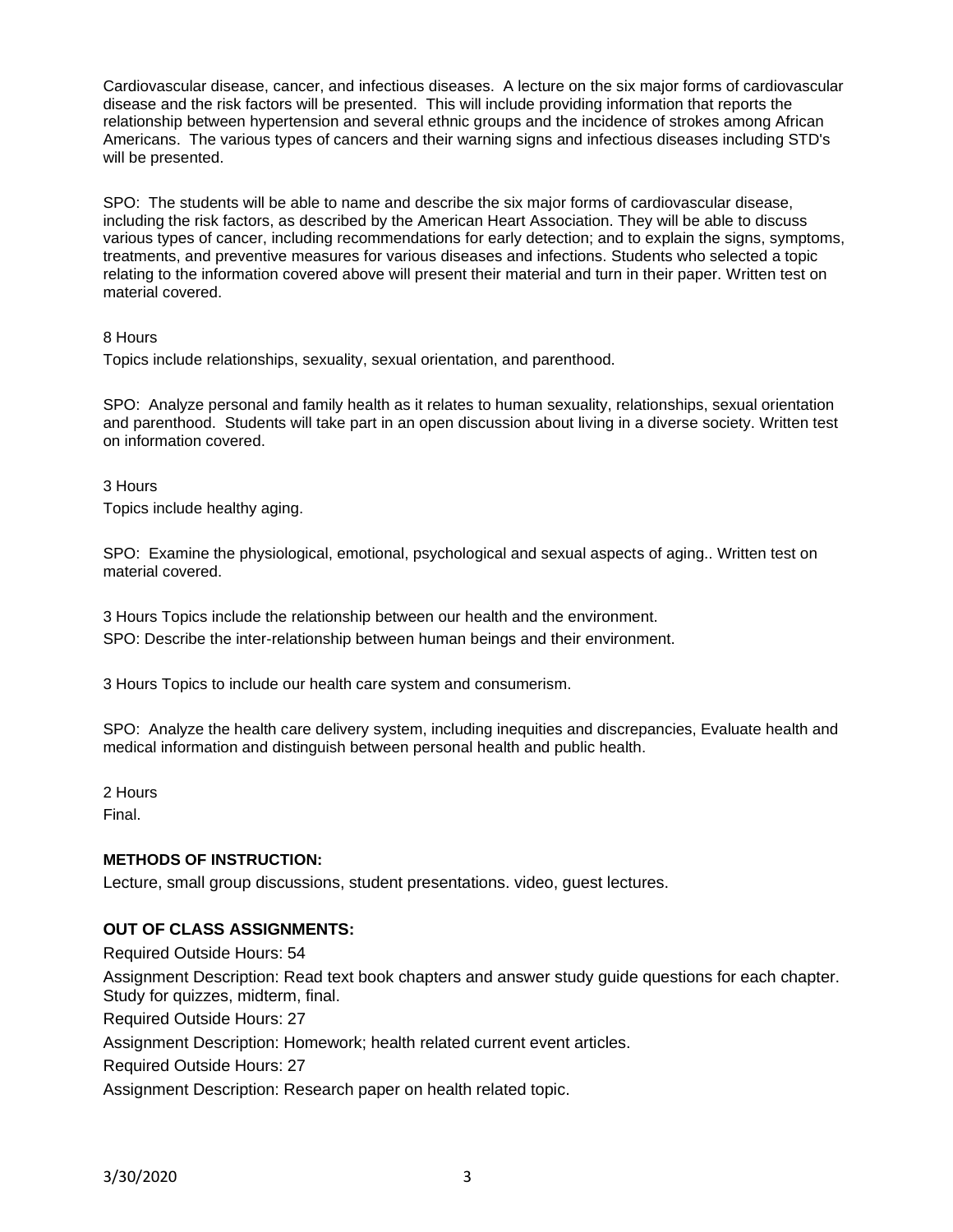Cardiovascular disease, cancer, and infectious diseases. A lecture on the six major forms of cardiovascular disease and the risk factors will be presented. This will include providing information that reports the relationship between hypertension and several ethnic groups and the incidence of strokes among African Americans. The various types of cancers and their warning signs and infectious diseases including STD's will be presented.

SPO: The students will be able to name and describe the six major forms of cardiovascular disease, including the risk factors, as described by the American Heart Association. They will be able to discuss various types of cancer, including recommendations for early detection; and to explain the signs, symptoms, treatments, and preventive measures for various diseases and infections. Students who selected a topic relating to the information covered above will present their material and turn in their paper. Written test on material covered.

8 Hours

Topics include relationships, sexuality, sexual orientation, and parenthood.

SPO: Analyze personal and family health as it relates to human sexuality, relationships, sexual orientation and parenthood. Students will take part in an open discussion about living in a diverse society. Written test on information covered.

3 Hours

Topics include healthy aging.

SPO: Examine the physiological, emotional, psychological and sexual aspects of aging.. Written test on material covered.

3 Hours Topics include the relationship between our health and the environment.

SPO: Describe the inter-relationship between human beings and their environment.

3 Hours Topics to include our health care system and consumerism.

SPO: Analyze the health care delivery system, including inequities and discrepancies, Evaluate health and medical information and distinguish between personal health and public health.

2 Hours

Final.

**METHODS OF INSTRUCTION:**

Lecture, small group discussions, student presentations. video, guest lectures.

**OUT OF CLASS ASSIGNMENTS:**

Required Outside Hours: 54

Assignment Description: Read text book chapters and answer study guide questions for each chapter. Study for quizzes, midterm, final.

Required Outside Hours: 27

Assignment Description: Homework; health related current event articles.

Required Outside Hours: 27

Assignment Description: Research paper on health related topic.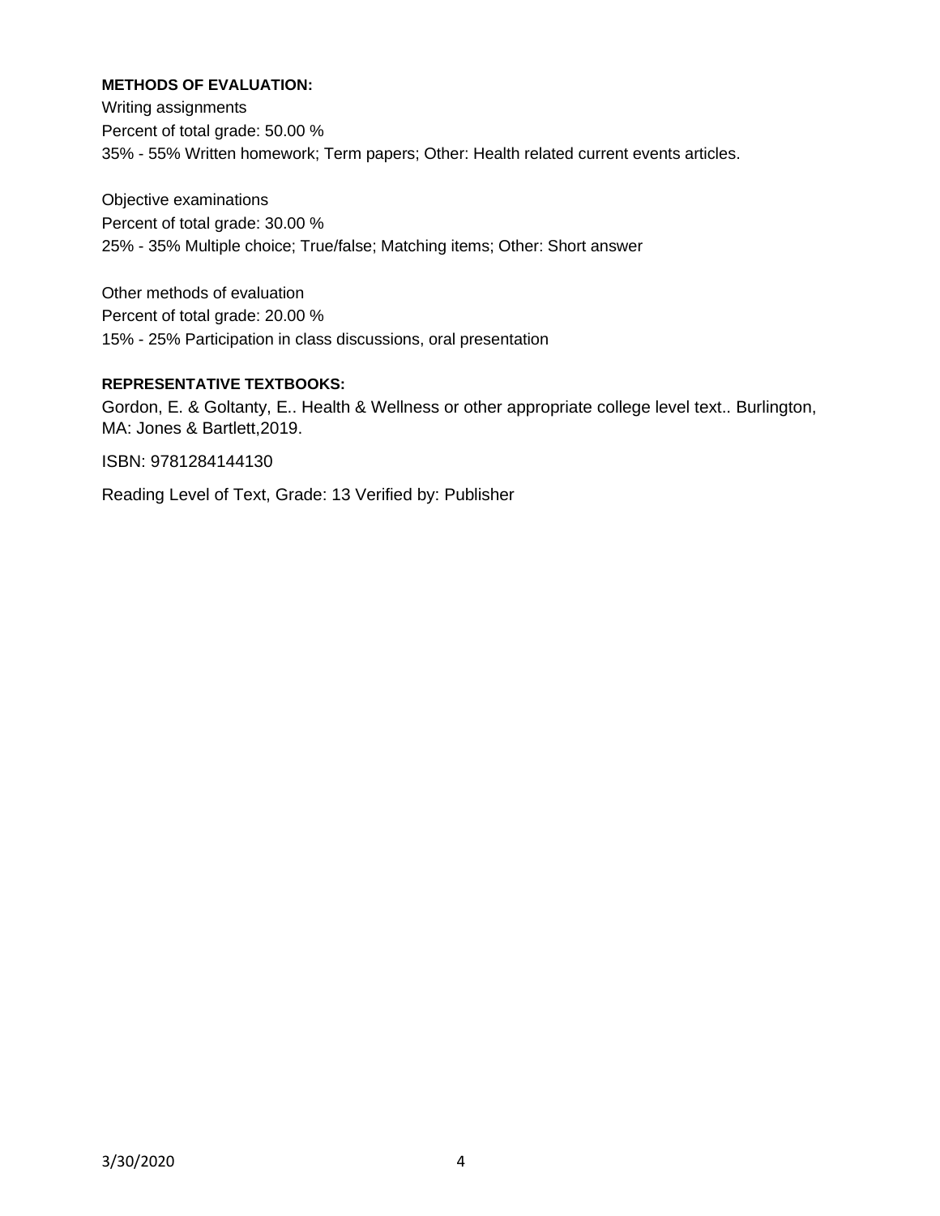**METHODS OF EVALUATION:**

Writing assignments
Percent of total grade: 50.00 %
35% - 55% Written homework; Term papers; Other: Health related current events articles.

Objective examinations
Percent of total grade: 30.00 %
25% - 35% Multiple choice; True/false; Matching items; Other: Short answer

Other methods of evaluation
Percent of total grade: 20.00 %
15% - 25% Participation in class discussions, oral presentation

**REPRESENTATIVE TEXTBOOKS:**

Gordon, E. & Goltanty, E.. Health & Wellness or other appropriate college level text.. Burlington, MA: Jones & Bartlett,2019.

ISBN: 9781284144130

Reading Level of Text, Grade: 13 Verified by: Publisher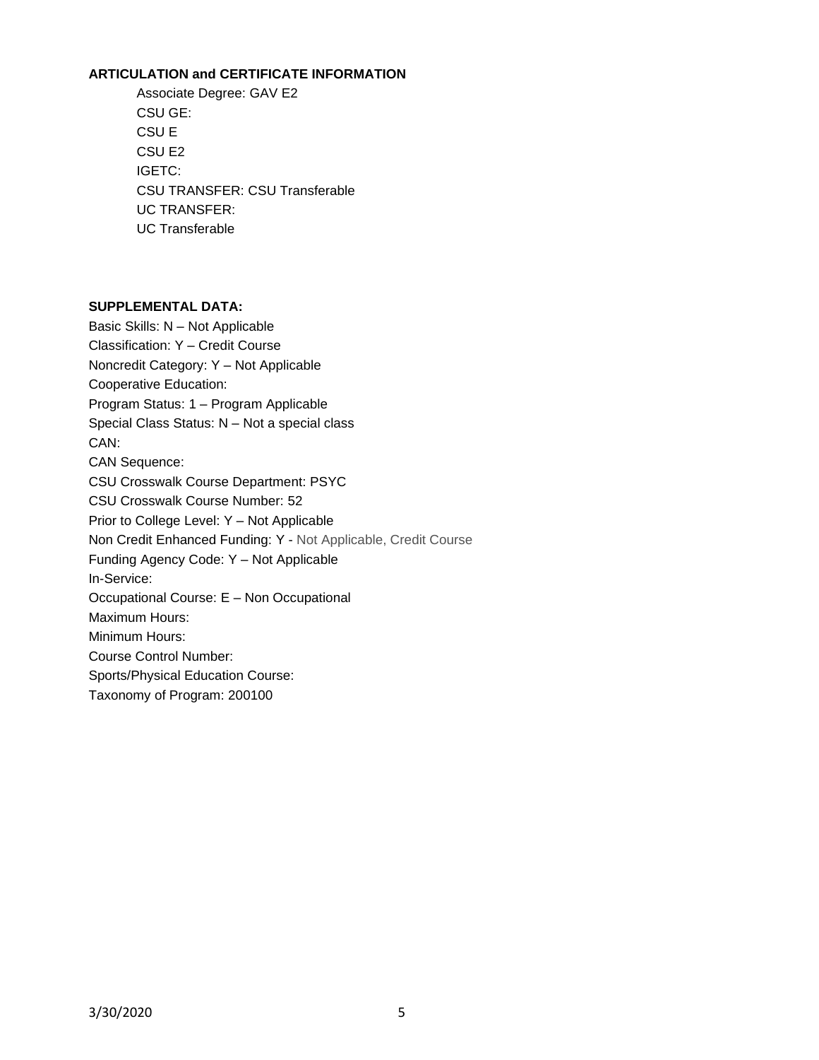**ARTICULATION and CERTIFICATE INFORMATION**

Associate Degree: GAV E2
CSU GE:
CSU E
CSU E2
IGETC:
CSU TRANSFER: CSU Transferable
UC TRANSFER:
UC Transferable

**SUPPLEMENTAL DATA:**

Basic Skills: N – Not Applicable
Classification: Y – Credit Course
Noncredit Category: Y – Not Applicable
Cooperative Education:
Program Status: 1 – Program Applicable
Special Class Status: N – Not a special class
CAN:
CAN Sequence:
CSU Crosswalk Course Department: PSYC
CSU Crosswalk Course Number: 52
Prior to College Level: Y – Not Applicable
Non Credit Enhanced Funding: Y - Not Applicable, Credit Course
Funding Agency Code: Y – Not Applicable
In-Service:
Occupational Course: E – Non Occupational
Maximum Hours:
Minimum Hours:
Course Control Number:
Sports/Physical Education Course:
Taxonomy of Program: 200100

3/30/2020